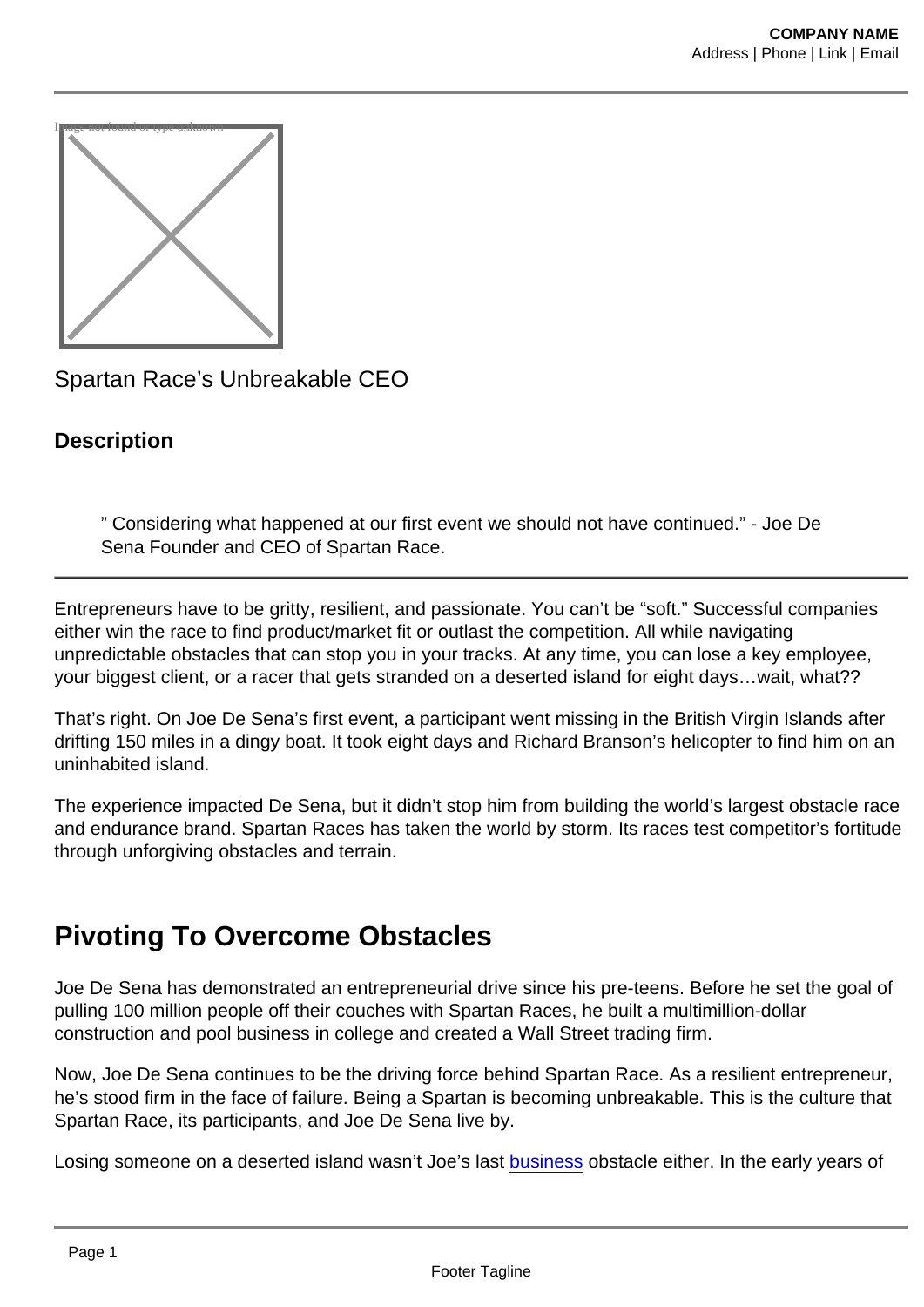Spartan Race's Unbreakable CEO

**Description**

> " Considering what happened at our first event we should not have continued." - Joe De Sena Founder and CEO of Spartan Race.

---

Entrepreneurs have to be gritty, resilient, and passionate. You can't be "soft." Successful companies either win the race to find product/market fit or outlast the competition. All while navigating unpredictable obstacles that can stop you in your tracks. At any time, you can lose a key employee, your biggest client, or a racer that gets stranded on a deserted island for eight days…wait, what??

That's right. On Joe De Sena's first event, a participant went missing in the British Virgin Islands after drifting 150 miles in a dingy boat. It took eight days and Richard Branson's helicopter to find him on an uninhabited island.

The experience impacted De Sena, but it didn't stop him from building the world's largest obstacle race and endurance brand. Spartan Races has taken the world by storm. Its races test competitor's fortitude through unforgiving obstacles and terrain.

## Pivoting To Overcome Obstacles

Joe De Sena has demonstrated an entrepreneurial drive since his pre-teens. Before he set the goal of pulling 100 million people off their couches with Spartan Races, he built a multimillion-dollar construction and pool business in college and created a Wall Street trading firm.

Now, Joe De Sena continues to be the driving force behind Spartan Race. As a resilient entrepreneur, he's stood firm in the face of failure. Being a Spartan is becoming unbreakable. This is the culture that Spartan Race, its participants, and Joe De Sena live by.

Losing someone on a deserted island wasn't Joe's last business obstacle either. In the early years of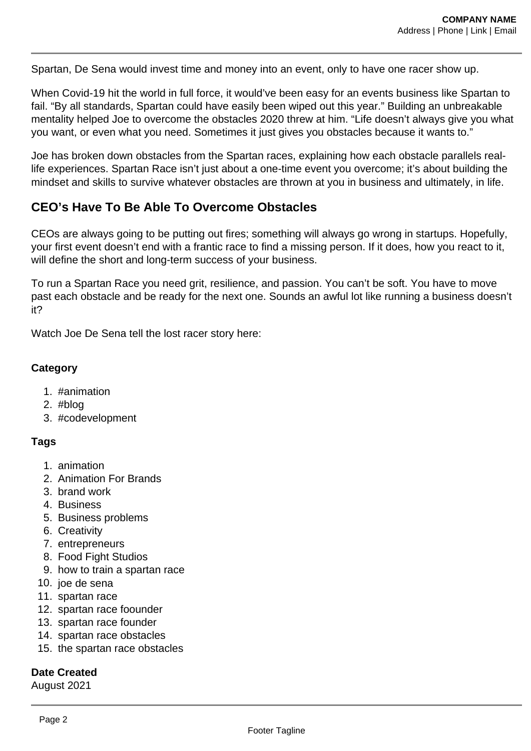Spartan, De Sena would invest time and money into an event, only to have one racer show up.

When Covid-19 hit the world in full force, it would've been easy for an events business like Spartan to fail. "By all standards, Spartan could have easily been wiped out this year." Building an unbreakable mentality helped Joe to overcome the obstacles 2020 threw at him. "Life doesn't always give you what you want, or even what you need. Sometimes it just gives you obstacles because it wants to."

Joe has broken down obstacles from the Spartan races, explaining how each obstacle parallels real-life experiences. Spartan Race isn't just about a one-time event you overcome; it's about building the mindset and skills to survive whatever obstacles are thrown at you in business and ultimately, in life.

## CEO's Have To Be Able To Overcome Obstacles

CEOs are always going to be putting out fires; something will always go wrong in startups. Hopefully, your first event doesn't end with a frantic race to find a missing person. If it does, how you react to it, will define the short and long-term success of your business.

To run a Spartan Race you need grit, resilience, and passion. You can't be soft. You have to move past each obstacle and be ready for the next one. Sounds an awful lot like running a business doesn't it?

Watch Joe De Sena tell the lost racer story here:

**Category**

1. #animation
2. #blog
3. #codevelopment

**Tags**

1. animation
2. Animation For Brands
3. brand work
4. Business
5. Business problems
6. Creativity
7. entrepreneurs
8. Food Fight Studios
9. how to train a spartan race
10. joe de sena
11. spartan race
12. spartan race foounder
13. spartan race founder
14. spartan race obstacles
15. the spartan race obstacles

**Date Created**
August 2021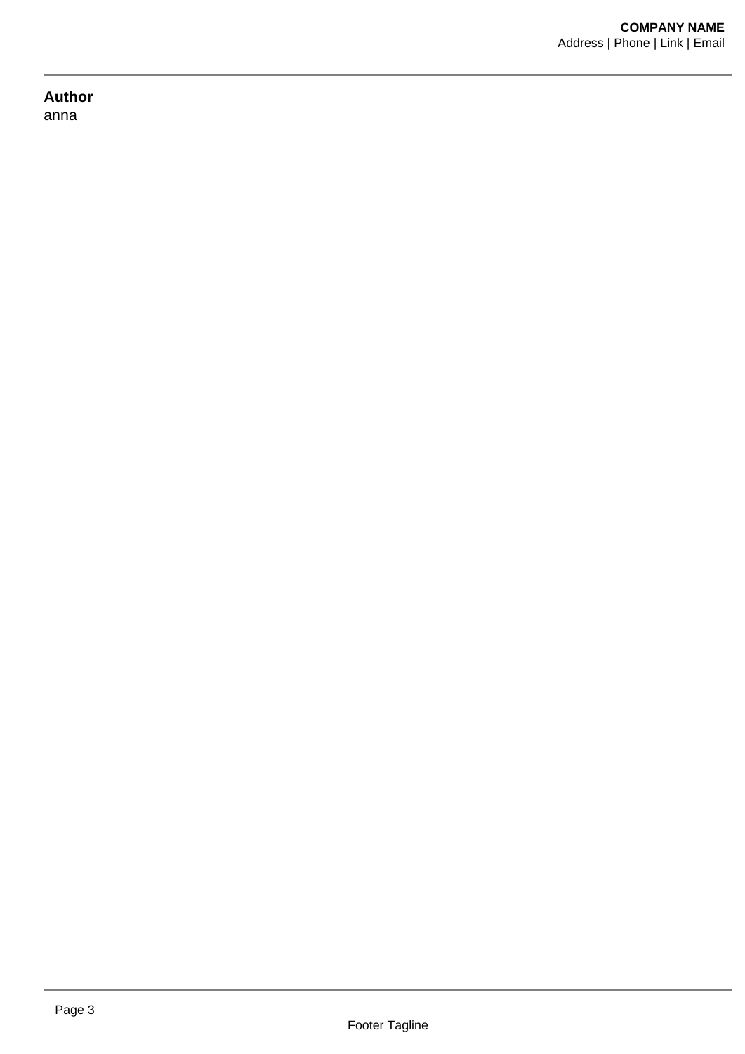**Author**
anna